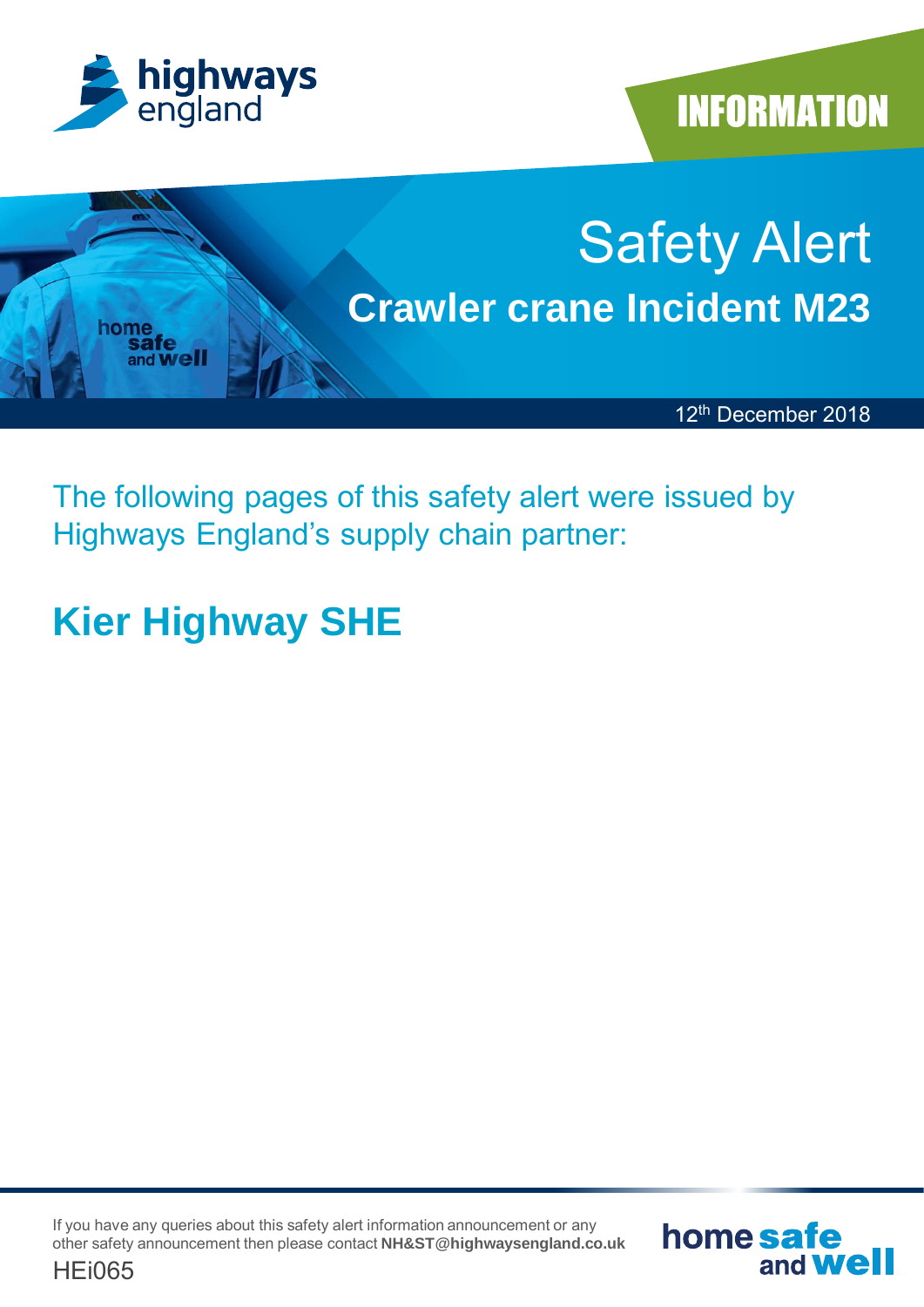INFORMATION

# Safety Alert

## Crawler crane Incident M23

12th December 2018

The following pages of this safety alert were issued by Highways England's supply chain partner:

## Kier Highway SHE

If you have any queries about this safety alert information announcement or any other safety announcement then please contact **NH&ST@highwaysengland.co.uk**

HEi065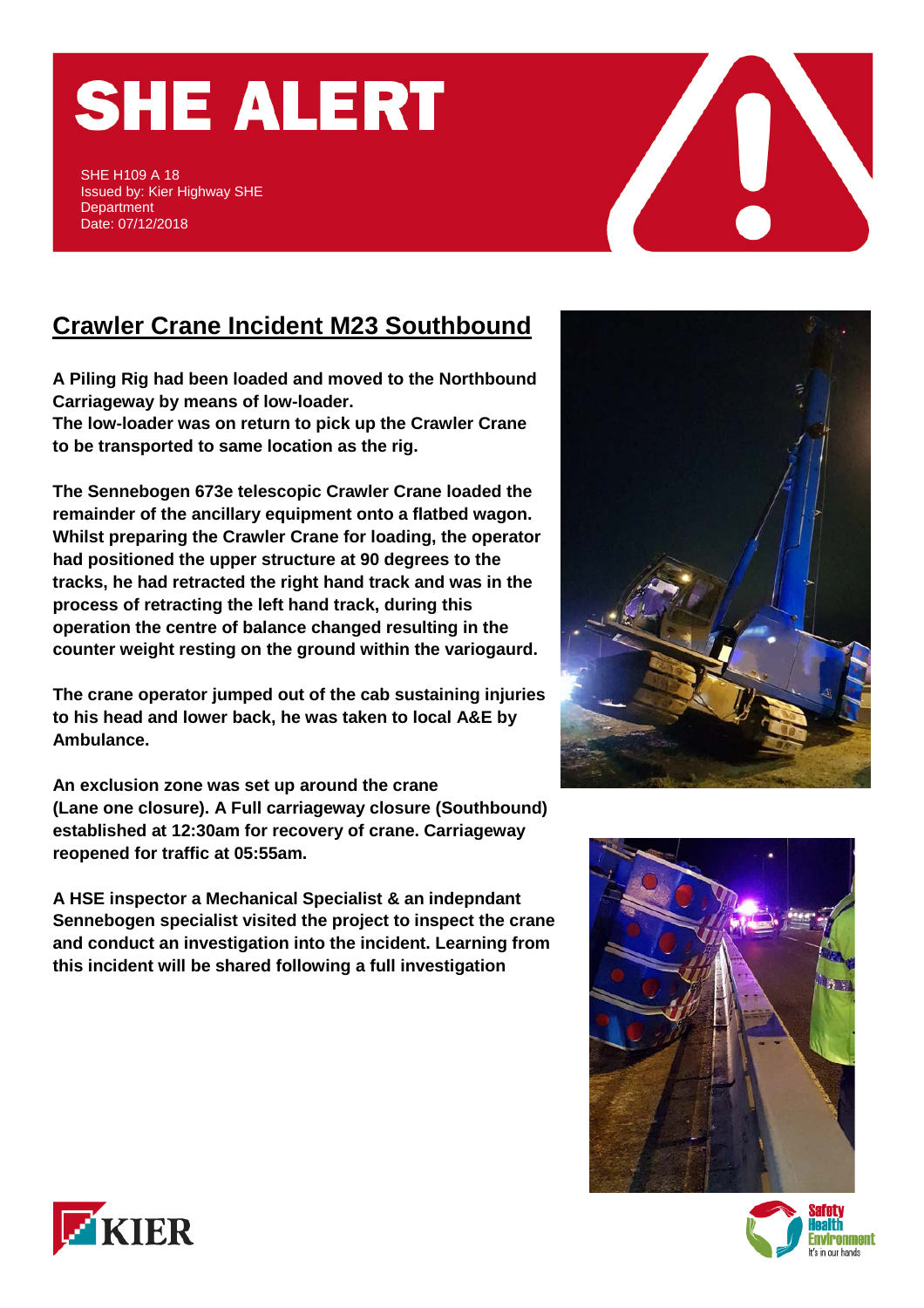# SHE ALERT

SHE H109 A 18
Issued by: Kier Highway SHE Department
Date: 07/12/2018

## Crawler Crane Incident M23 Southbound

**A Piling Rig had been loaded and moved to the Northbound Carriageway by means of low-loader.**
**The low-loader was on return to pick up the Crawler Crane to be transported to same location as the rig.**

**The Sennebogen 673e telescopic Crawler Crane loaded the remainder of the ancillary equipment onto a flatbed wagon. Whilst preparing the Crawler Crane for loading, the operator had positioned the upper structure at 90 degrees to the tracks, he had retracted the right hand track and was in the process of retracting the left hand track, during this operation the centre of balance changed resulting in the counter weight resting on the ground within the variogaurd.**

**The crane operator jumped out of the cab sustaining injuries to his head and lower back, he was taken to local A&E by Ambulance.**

**An exclusion zone was set up around the crane (Lane one closure). A Full carriageway closure (Southbound) established at 12:30am for recovery of crane. Carriageway reopened for traffic at 05:55am.**

**A HSE inspector a Mechanical Specialist & an indepndant Sennebogen specialist visited the project to inspect the crane and conduct an investigation into the incident. Learning from this incident will be shared following a full investigation**

KIER

Safety Health Environment
It's in our hands